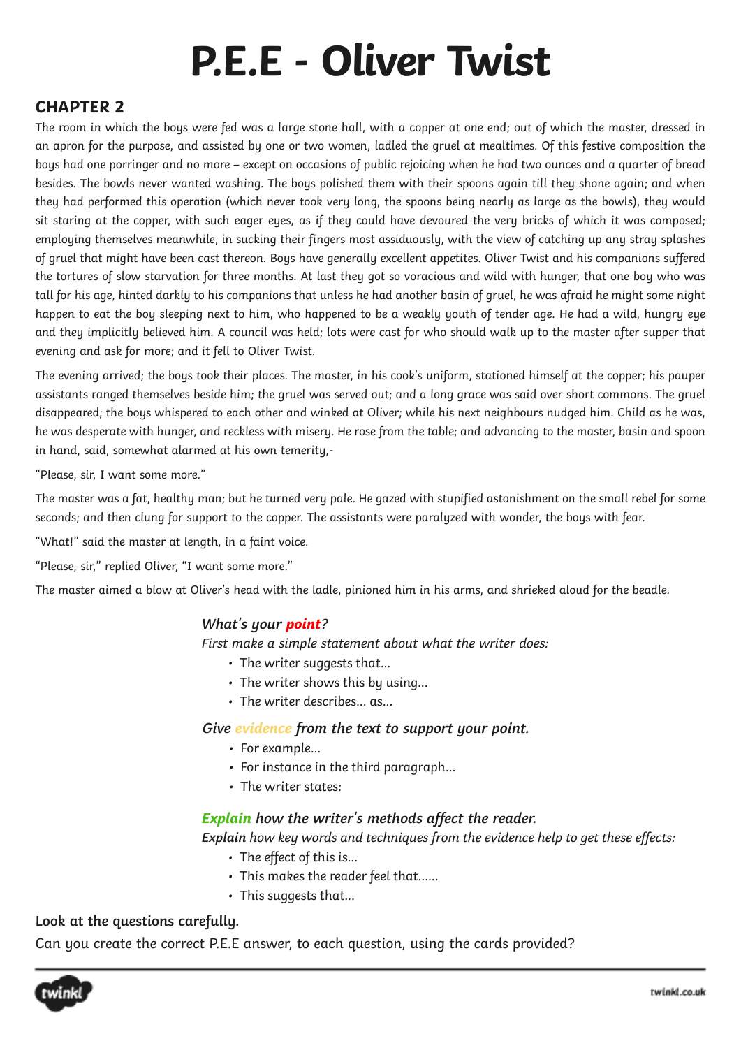# P.E.E - Oliver Twist

## CHAPTER 2

The room in which the boys were fed was a large stone hall, with a copper at one end; out of which the master, dressed in an apron for the purpose, and assisted by one or two women, ladled the gruel at mealtimes. Of this festive composition the boys had one porringer and no more – except on occasions of public rejoicing when he had two ounces and a quarter of bread besides. The bowls never wanted washing. The boys polished them with their spoons again till they shone again; and when they had performed this operation (which never took very long, the spoons being nearly as large as the bowls), they would sit staring at the copper, with such eager eyes, as if they could have devoured the very bricks of which it was composed; employing themselves meanwhile, in sucking their fingers most assiduously, with the view of catching up any stray splashes of gruel that might have been cast thereon. Boys have generally excellent appetites. Oliver Twist and his companions suffered the tortures of slow starvation for three months. At last they got so voracious and wild with hunger, that one boy who was tall for his age, hinted darkly to his companions that unless he had another basin of gruel, he was afraid he might some night happen to eat the boy sleeping next to him, who happened to be a weakly youth of tender age. He had a wild, hungry eye and they implicitly believed him. A council was held; lots were cast for who should walk up to the master after supper that evening and ask for more; and it fell to Oliver Twist.

The evening arrived; the boys took their places. The master, in his cook's uniform, stationed himself at the copper; his pauper assistants ranged themselves beside him; the gruel was served out; and a long grace was said over short commons. The gruel disappeared; the boys whispered to each other and winked at Oliver; while his next neighbours nudged him. Child as he was, he was desperate with hunger, and reckless with misery. He rose from the table; and advancing to the master, basin and spoon in hand, said, somewhat alarmed at his own temerity,-

"Please, sir, I want some more."

The master was a fat, healthy man; but he turned very pale. He gazed with stupified astonishment on the small rebel for some seconds; and then clung for support to the copper. The assistants were paralyzed with wonder, the boys with fear.

"What!" said the master at length, in a faint voice.

"Please, sir," replied Oliver, "I want some more."

The master aimed a blow at Oliver's head with the ladle, pinioned him in his arms, and shrieked aloud for the beadle.

### *What's your **point**?*

*First make a simple statement about what the writer does:*

- The writer suggests that...
- The writer shows this by using...
- The writer describes... as...

### *Give **evidence** from the text to support your point.*

- For example...
- For instance in the third paragraph...
- The writer states:

### ***Explain** how the writer's methods affect the reader.*

***Explain** how key words and techniques from the evidence help to get these effects:*

- The effect of this is...
- This makes the reader feel that......
- This suggests that...

**Look at the questions carefully.**

Can you create the correct P.E.E answer, to each question, using the cards provided?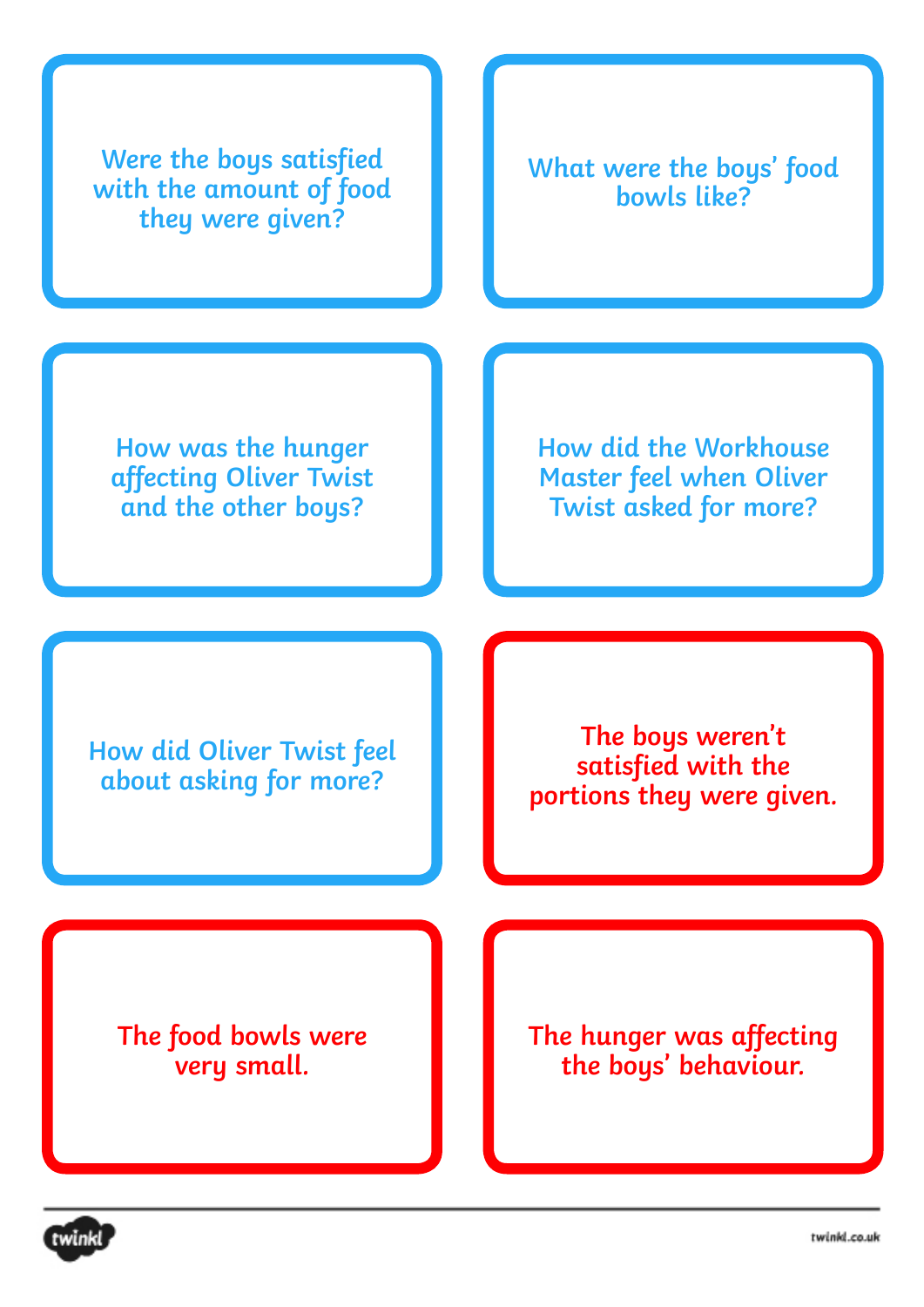Were the boys satisfied with the amount of food they were given?

What were the boys' food bowls like?

How was the hunger affecting Oliver Twist and the other boys?

How did the Workhouse Master feel when Oliver Twist asked for more?

How did Oliver Twist feel about asking for more?

The boys weren't satisfied with the portions they were given.

The food bowls were very small.

The hunger was affecting the boys' behaviour.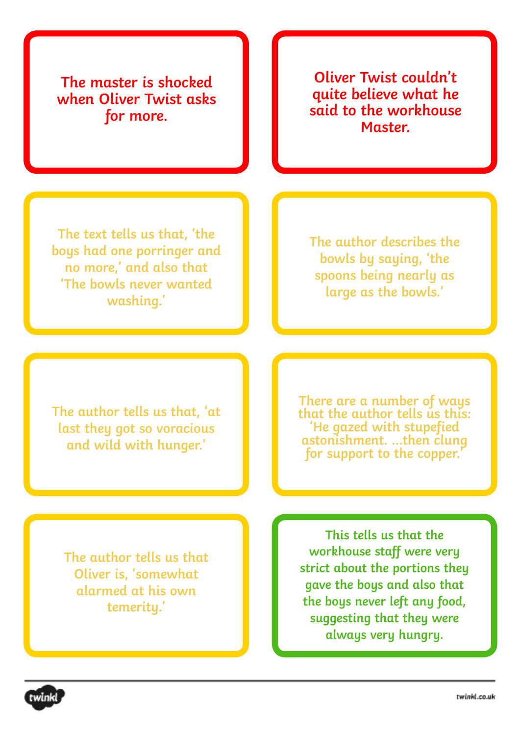The master is shocked when Oliver Twist asks for more.

Oliver Twist couldn't quite believe what he said to the workhouse Master.

The text tells us that, 'the boys had one porringer and no more,' and also that 'The bowls never wanted washing.'

The author describes the bowls by saying, 'the spoons being nearly as large as the bowls.'

The author tells us that, 'at last they got so voracious and wild with hunger.'

There are a number of ways that the author tells us this: 'He gazed with stupefied astonishment. …then clung for support to the copper.'

The author tells us that Oliver is, 'somewhat alarmed at his own temerity.'

This tells us that the workhouse staff were very strict about the portions they gave the boys and also that the boys never left any food, suggesting that they were always very hungry.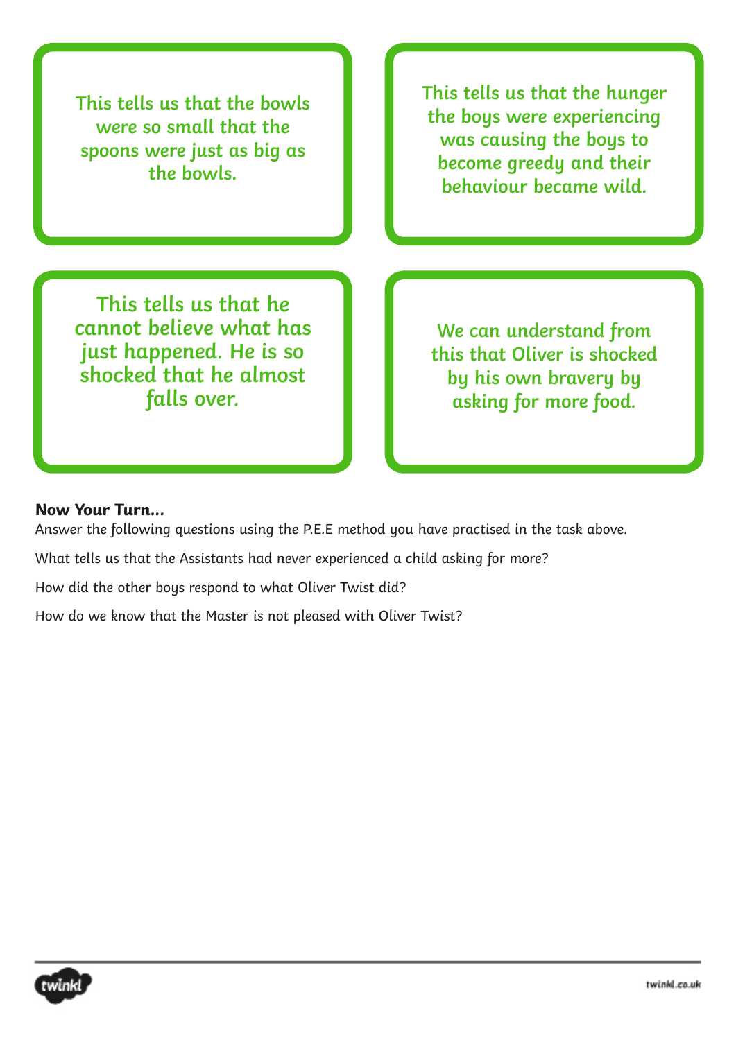This tells us that the bowls were so small that the spoons were just as big as the bowls.

This tells us that the hunger the boys were experiencing was causing the boys to become greedy and their behaviour became wild.

This tells us that he cannot believe what has just happened. He is so shocked that he almost falls over.

We can understand from this that Oliver is shocked by his own bravery by asking for more food.

**Now Your Turn...**

Answer the following questions using the P.E.E method you have practised in the task above.

What tells us that the Assistants had never experienced a child asking for more?

How did the other boys respond to what Oliver Twist did?

How do we know that the Master is not pleased with Oliver Twist?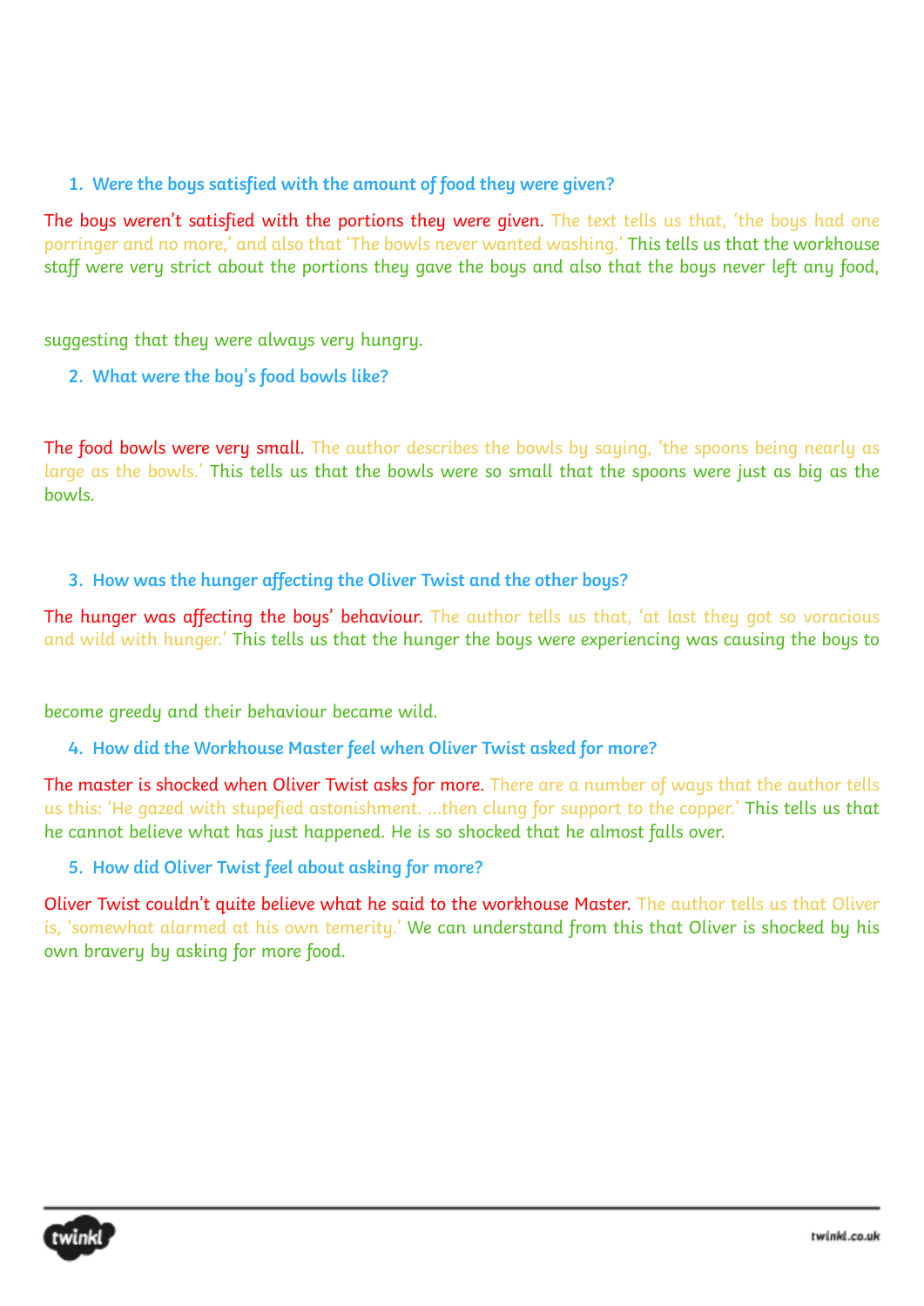1. **Were the boys satisfied with the amount of food they were given?**

The boys weren't satisfied with the portions they were given. The text tells us that, 'the boys had one porringer and no more,' and also that 'The bowls never wanted washing.' This tells us that the workhouse staff were very strict about the portions they gave the boys and also that the boys never left any food, suggesting that they were always very hungry.

2. **What were the boy's food bowls like?**

The food bowls were very small. The author describes the bowls by saying, 'the spoons being nearly as large as the bowls.' This tells us that the bowls were so small that the spoons were just as big as the bowls.

3. **How was the hunger affecting the Oliver Twist and the other boys?**

The hunger was affecting the boys' behaviour. The author tells us that, 'at last they got so voracious and wild with hunger.' This tells us that the hunger the boys were experiencing was causing the boys to become greedy and their behaviour became wild.

4. **How did the Workhouse Master feel when Oliver Twist asked for more?**

The master is shocked when Oliver Twist asks for more. There are a number of ways that the author tells us this: 'He gazed with stupefied astonishment. ...then clung for support to the copper.' This tells us that he cannot believe what has just happened. He is so shocked that he almost falls over.

5. **How did Oliver Twist feel about asking for more?**

Oliver Twist couldn't quite believe what he said to the workhouse Master. The author tells us that Oliver is, 'somewhat alarmed at his own temerity.' We can understand from this that Oliver is shocked by his own bravery by asking for more food.